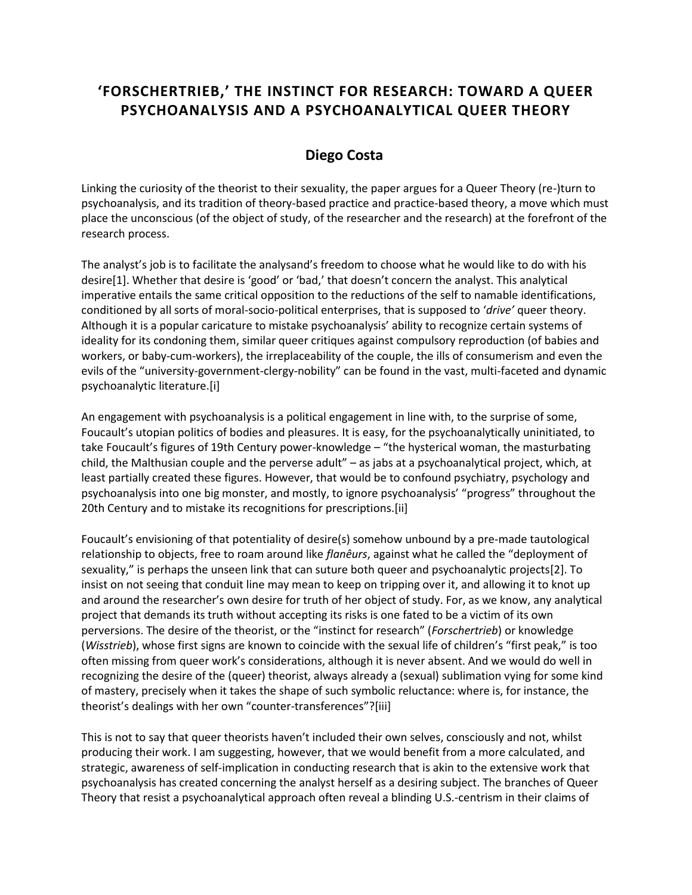# 'FORSCHERTRIEB,' THE INSTINCT FOR RESEARCH: TOWARD A QUEER PSYCHOANALYSIS AND A PSYCHOANALYTICAL QUEER THEORY

## Diego Costa

Linking the curiosity of the theorist to their sexuality, the paper argues for a Queer Theory (re-)turn to psychoanalysis, and its tradition of theory-based practice and practice-based theory, a move which must place the unconscious (of the object of study, of the researcher and the research) at the forefront of the research process.

The analyst's job is to facilitate the analysand's freedom to choose what he would like to do with his desire[1]. Whether that desire is 'good' or 'bad,' that doesn't concern the analyst. This analytical imperative entails the same critical opposition to the reductions of the self to namable identifications, conditioned by all sorts of moral-socio-political enterprises, that is supposed to '*drive'* queer theory. Although it is a popular caricature to mistake psychoanalysis' ability to recognize certain systems of ideality for its condoning them, similar queer critiques against compulsory reproduction (of babies and workers, or baby-cum-workers), the irreplaceability of the couple, the ills of consumerism and even the evils of the "university-government-clergy-nobility" can be found in the vast, multi-faceted and dynamic psychoanalytic literature.[i]

An engagement with psychoanalysis is a political engagement in line with, to the surprise of some, Foucault's utopian politics of bodies and pleasures. It is easy, for the psychoanalytically uninitiated, to take Foucault's figures of 19th Century power-knowledge – "the hysterical woman, the masturbating child, the Malthusian couple and the perverse adult" – as jabs at a psychoanalytical project, which, at least partially created these figures. However, that would be to confound psychiatry, psychology and psychoanalysis into one big monster, and mostly, to ignore psychoanalysis' "progress" throughout the 20th Century and to mistake its recognitions for prescriptions.[ii]

Foucault's envisioning of that potentiality of desire(s) somehow unbound by a pre-made tautological relationship to objects, free to roam around like *flanêurs*, against what he called the "deployment of sexuality," is perhaps the unseen link that can suture both queer and psychoanalytic projects[2]. To insist on not seeing that conduit line may mean to keep on tripping over it, and allowing it to knot up and around the researcher's own desire for truth of her object of study. For, as we know, any analytical project that demands its truth without accepting its risks is one fated to be a victim of its own perversions. The desire of the theorist, or the "instinct for research" (*Forschertrieb*) or knowledge (*Wisstrieb*), whose first signs are known to coincide with the sexual life of children's "first peak," is too often missing from queer work's considerations, although it is never absent. And we would do well in recognizing the desire of the (queer) theorist, always already a (sexual) sublimation vying for some kind of mastery, precisely when it takes the shape of such symbolic reluctance: where is, for instance, the theorist's dealings with her own "counter-transferences"?[iii]

This is not to say that queer theorists haven't included their own selves, consciously and not, whilst producing their work. I am suggesting, however, that we would benefit from a more calculated, and strategic, awareness of self-implication in conducting research that is akin to the extensive work that psychoanalysis has created concerning the analyst herself as a desiring subject. The branches of Queer Theory that resist a psychoanalytical approach often reveal a blinding U.S.-centrism in their claims of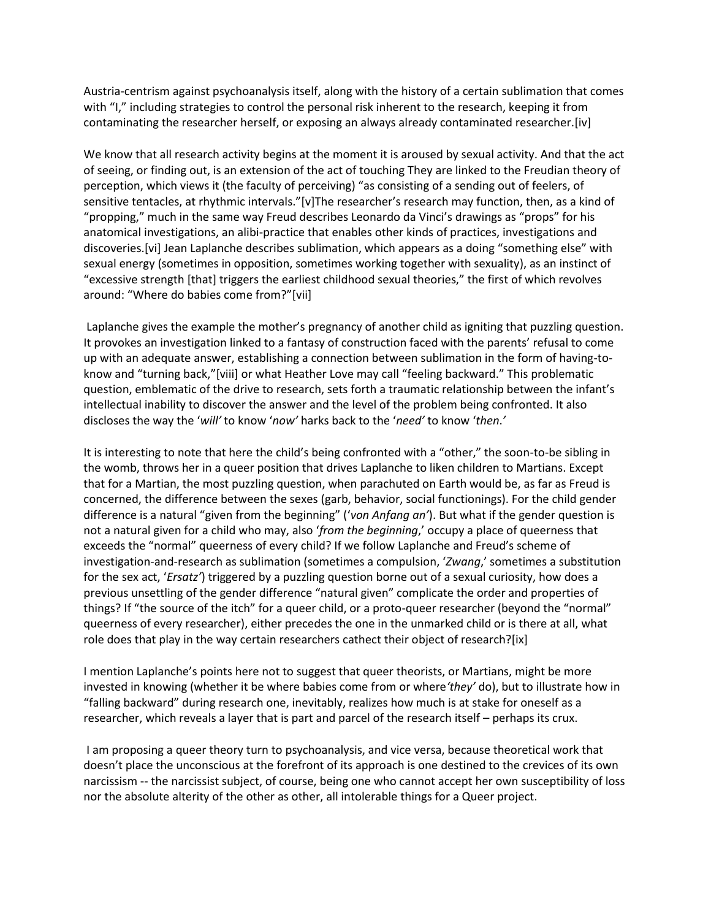Austria-centrism against psychoanalysis itself, along with the history of a certain sublimation that comes with "I," including strategies to control the personal risk inherent to the research, keeping it from contaminating the researcher herself, or exposing an always already contaminated researcher.[iv]

We know that all research activity begins at the moment it is aroused by sexual activity. And that the act of seeing, or finding out, is an extension of the act of touching They are linked to the Freudian theory of perception, which views it (the faculty of perceiving) "as consisting of a sending out of feelers, of sensitive tentacles, at rhythmic intervals."[v]The researcher's research may function, then, as a kind of "propping," much in the same way Freud describes Leonardo da Vinci's drawings as "props" for his anatomical investigations, an alibi-practice that enables other kinds of practices, investigations and discoveries.[vi] Jean Laplanche describes sublimation, which appears as a doing "something else" with sexual energy (sometimes in opposition, sometimes working together with sexuality), as an instinct of "excessive strength [that] triggers the earliest childhood sexual theories," the first of which revolves around: "Where do babies come from?"[vii]

Laplanche gives the example the mother's pregnancy of another child as igniting that puzzling question. It provokes an investigation linked to a fantasy of construction faced with the parents' refusal to come up with an adequate answer, establishing a connection between sublimation in the form of having-to-know and "turning back,"[viii] or what Heather Love may call "feeling backward." This problematic question, emblematic of the drive to research, sets forth a traumatic relationship between the infant's intellectual inability to discover the answer and the level of the problem being confronted. It also discloses the way the '*will*' to know '*now*' harks back to the '*need*' to know '*then.*'

It is interesting to note that here the child's being confronted with a "other," the soon-to-be sibling in the womb, throws her in a queer position that drives Laplanche to liken children to Martians. Except that for a Martian, the most puzzling question, when parachuted on Earth would be, as far as Freud is concerned, the difference between the sexes (garb, behavior, social functionings). For the child gender difference is a natural "given from the beginning" ('*von Anfang an*'). But what if the gender question is not a natural given for a child who may, also '*from the beginning*,' occupy a place of queerness that exceeds the "normal" queerness of every child? If we follow Laplanche and Freud's scheme of investigation-and-research as sublimation (sometimes a compulsion, '*Zwang*,' sometimes a substitution for the sex act, '*Ersatz'*) triggered by a puzzling question borne out of a sexual curiosity, how does a previous unsettling of the gender difference "natural given" complicate the order and properties of things? If "the source of the itch" for a queer child, or a proto-queer researcher (beyond the "normal" queerness of every researcher), either precedes the one in the unmarked child or is there at all, what role does that play in the way certain researchers cathect their object of research?[ix]

I mention Laplanche's points here not to suggest that queer theorists, or Martians, might be more invested in knowing (whether it be where babies come from or where*'they'* do), but to illustrate how in "falling backward" during research one, inevitably, realizes how much is at stake for oneself as a researcher, which reveals a layer that is part and parcel of the research itself – perhaps its crux.

I am proposing a queer theory turn to psychoanalysis, and vice versa, because theoretical work that doesn't place the unconscious at the forefront of its approach is one destined to the crevices of its own narcissism -- the narcissist subject, of course, being one who cannot accept her own susceptibility of loss nor the absolute alterity of the other as other, all intolerable things for a Queer project.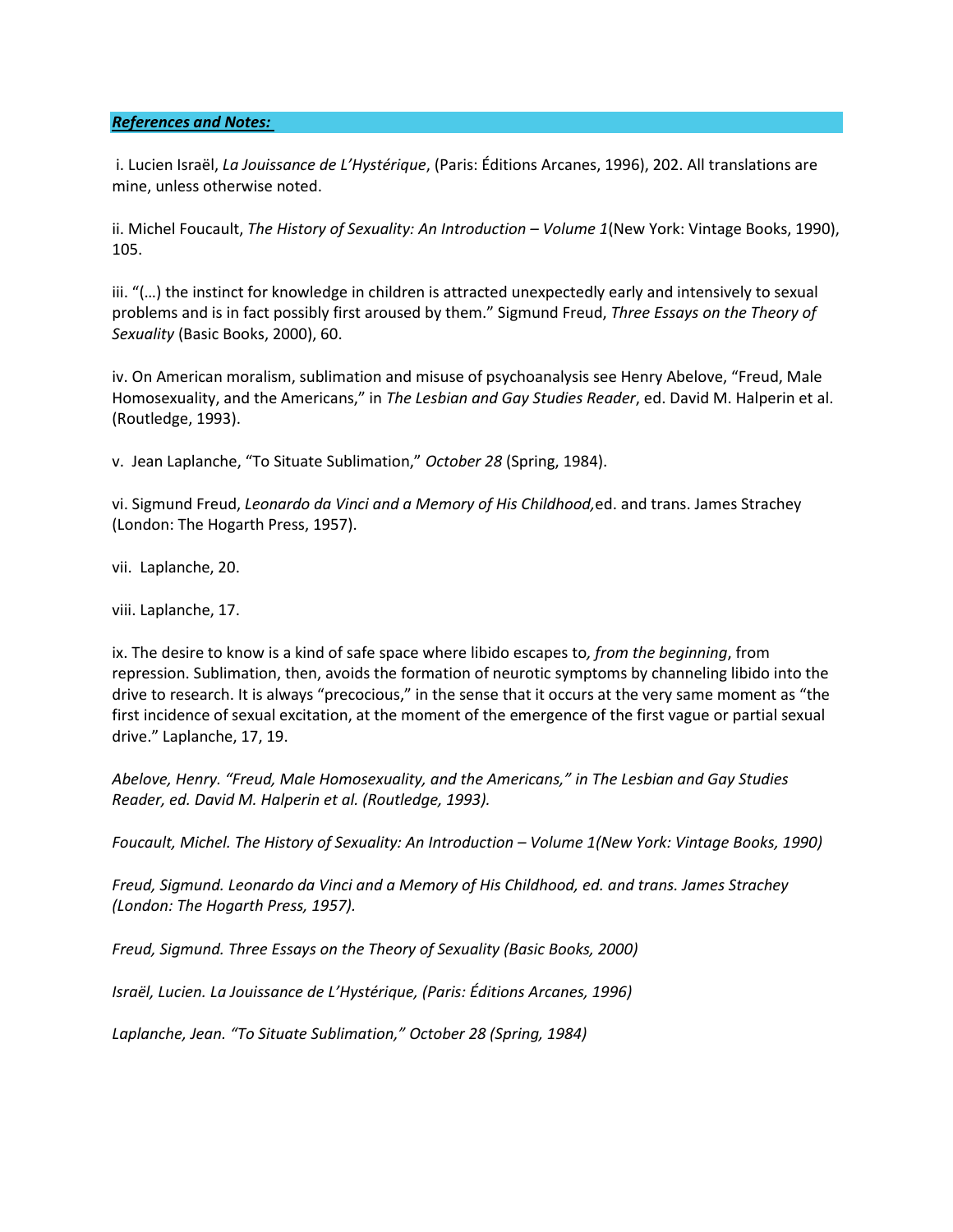***References and Notes:***

i. Lucien Israël, *La Jouissance de L'Hystérique*, (Paris: Éditions Arcanes, 1996), 202. All translations are mine, unless otherwise noted.

ii. Michel Foucault, *The History of Sexuality: An Introduction – Volume 1*(New York: Vintage Books, 1990), 105.

iii. "(…) the instinct for knowledge in children is attracted unexpectedly early and intensively to sexual problems and is in fact possibly first aroused by them." Sigmund Freud, *Three Essays on the Theory of Sexuality* (Basic Books, 2000), 60.

iv. On American moralism, sublimation and misuse of psychoanalysis see Henry Abelove, "Freud, Male Homosexuality, and the Americans," in *The Lesbian and Gay Studies Reader*, ed. David M. Halperin et al. (Routledge, 1993).

v. Jean Laplanche, "To Situate Sublimation," *October 28* (Spring, 1984).

vi. Sigmund Freud, *Leonardo da Vinci and a Memory of His Childhood,*ed. and trans. James Strachey (London: The Hogarth Press, 1957).

vii. Laplanche, 20.

viii. Laplanche, 17.

ix. The desire to know is a kind of safe space where libido escapes to*, from the beginning*, from repression. Sublimation, then, avoids the formation of neurotic symptoms by channeling libido into the drive to research. It is always "precocious," in the sense that it occurs at the very same moment as "the first incidence of sexual excitation, at the moment of the emergence of the first vague or partial sexual drive." Laplanche, 17, 19.

*Abelove, Henry. "Freud, Male Homosexuality, and the Americans," in The Lesbian and Gay Studies Reader, ed. David M. Halperin et al. (Routledge, 1993).*

*Foucault, Michel. The History of Sexuality: An Introduction – Volume 1(New York: Vintage Books, 1990)*

*Freud, Sigmund. Leonardo da Vinci and a Memory of His Childhood, ed. and trans. James Strachey (London: The Hogarth Press, 1957).*

*Freud, Sigmund. Three Essays on the Theory of Sexuality (Basic Books, 2000)*

*Israël, Lucien. La Jouissance de L'Hystérique, (Paris: Éditions Arcanes, 1996)*

*Laplanche, Jean. "To Situate Sublimation," October 28 (Spring, 1984)*